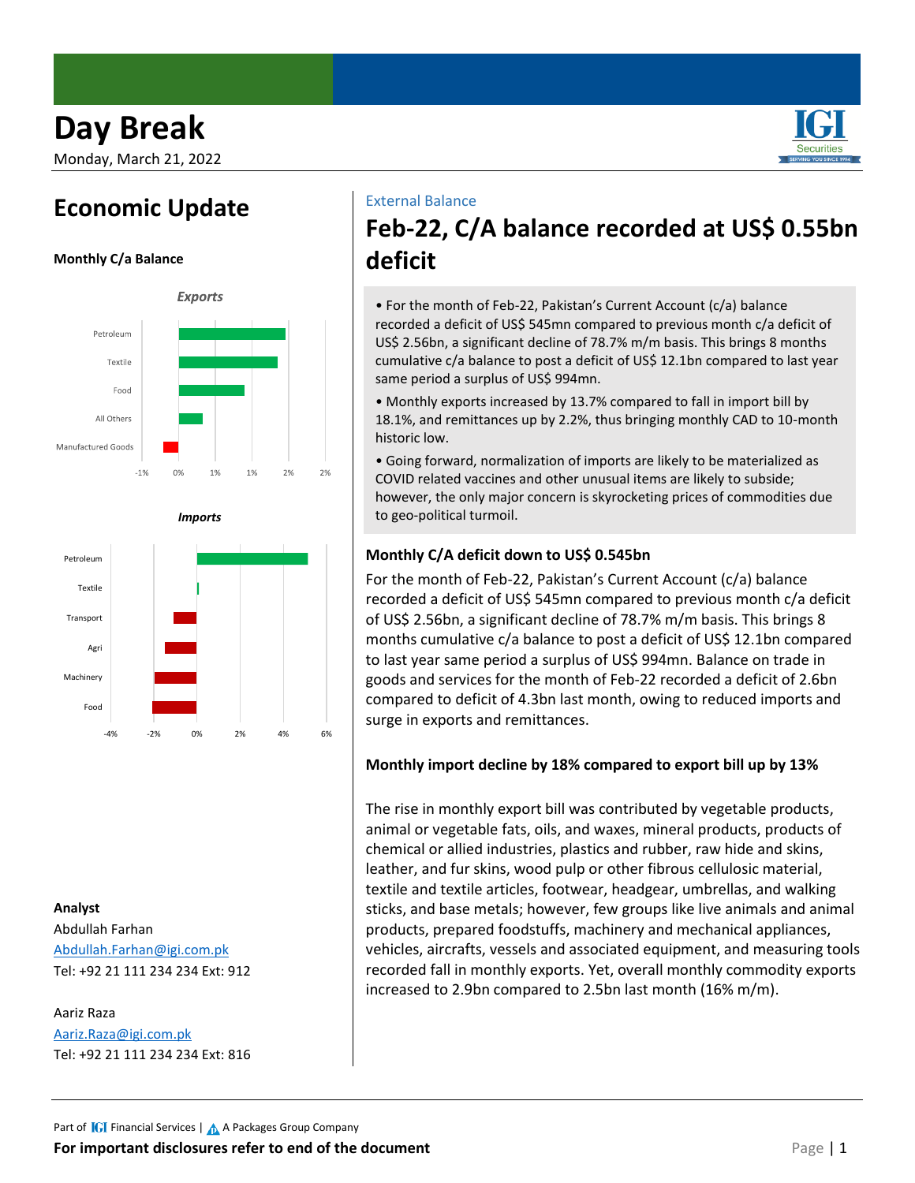# Day Break

Monday, March 21, 2022

## Economic Update

**Monthly C/a Balance**

*Exports*

Petroleum, Textile, Food, All Others, Manufactured Goods

-1% 0% 1% 1% 2% 2%

*Imports*

Petroleum, Textile, Transport, Agri, Machinery, Food

-4% -2% 0% 2% 4% 6%

**Analyst**

Abdullah Farhan

Abdullah.Farhan@igi.com.pk

Tel: +92 21 111 234 234 Ext: 912

Aariz Raza

Aariz.Raza@igi.com.pk

Tel: +92 21 111 234 234 Ext: 816

External Balance

## Feb-22, C/A balance recorded at US$ 0.55bn deficit

- For the month of Feb-22, Pakistan's Current Account (c/a) balance recorded a deficit of US$ 545mn compared to previous month c/a deficit of US$ 2.56bn, a significant decline of 78.7% m/m basis. This brings 8 months cumulative c/a balance to post a deficit of US$ 12.1bn compared to last year same period a surplus of US$ 994mn.
- Monthly exports increased by 13.7% compared to fall in import bill by 18.1%, and remittances up by 2.2%, thus bringing monthly CAD to 10-month historic low.
- Going forward, normalization of imports are likely to be materialized as COVID related vaccines and other unusual items are likely to subside; however, the only major concern is skyrocketing prices of commodities due to geo-political turmoil.

### Monthly C/A deficit down to US$ 0.545bn

For the month of Feb-22, Pakistan's Current Account (c/a) balance recorded a deficit of US$ 545mn compared to previous month c/a deficit of US$ 2.56bn, a significant decline of 78.7% m/m basis. This brings 8 months cumulative c/a balance to post a deficit of US$ 12.1bn compared to last year same period a surplus of US$ 994mn. Balance on trade in goods and services for the month of Feb-22 recorded a deficit of 2.6bn compared to deficit of 4.3bn last month, owing to reduced imports and surge in exports and remittances.

### Monthly import decline by 18% compared to export bill up by 13%

The rise in monthly export bill was contributed by vegetable products, animal or vegetable fats, oils, and waxes, mineral products, products of chemical or allied industries, plastics and rubber, raw hide and skins, leather, and fur skins, wood pulp or other fibrous cellulosic material, textile and textile articles, footwear, headgear, umbrellas, and walking sticks, and base metals; however, few groups like live animals and animal products, prepared foodstuffs, machinery and mechanical appliances, vehicles, aircrafts, vessels and associated equipment, and measuring tools recorded fall in monthly exports. Yet, overall monthly commodity exports increased to 2.9bn compared to 2.5bn last month (16% m/m).

Part of IGI Financial Services | A Packages Group Company

**For important disclosures refer to end of the document**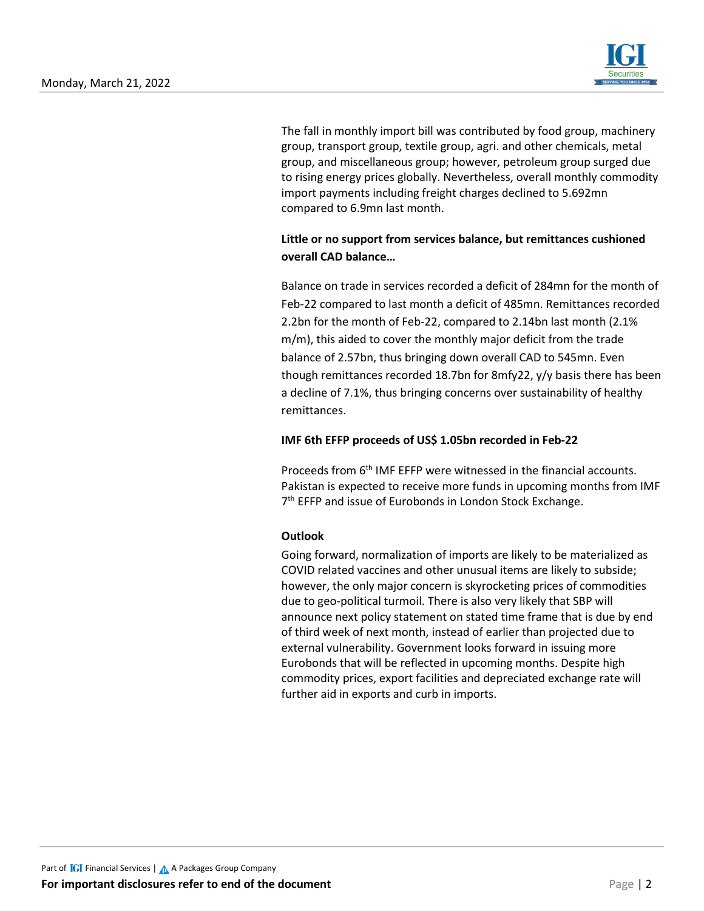The fall in monthly import bill was contributed by food group, machinery group, transport group, textile group, agri. and other chemicals, metal group, and miscellaneous group; however, petroleum group surged due to rising energy prices globally. Nevertheless, overall monthly commodity import payments including freight charges declined to 5.692mn compared to 6.9mn last month.

**Little or no support from services balance, but remittances cushioned overall CAD balance…**

Balance on trade in services recorded a deficit of 284mn for the month of Feb-22 compared to last month a deficit of 485mn. Remittances recorded 2.2bn for the month of Feb-22, compared to 2.14bn last month (2.1% m/m), this aided to cover the monthly major deficit from the trade balance of 2.57bn, thus bringing down overall CAD to 545mn. Even though remittances recorded 18.7bn for 8mfy22, y/y basis there has been a decline of 7.1%, thus bringing concerns over sustainability of healthy remittances.

**IMF 6th EFFP proceeds of US$ 1.05bn recorded in Feb-22**

Proceeds from 6th IMF EFFP were witnessed in the financial accounts. Pakistan is expected to receive more funds in upcoming months from IMF 7th EFFP and issue of Eurobonds in London Stock Exchange.

**Outlook**

Going forward, normalization of imports are likely to be materialized as COVID related vaccines and other unusual items are likely to subside; however, the only major concern is skyrocketing prices of commodities due to geo-political turmoil. There is also very likely that SBP will announce next policy statement on stated time frame that is due by end of third week of next month, instead of earlier than projected due to external vulnerability. Government looks forward in issuing more Eurobonds that will be reflected in upcoming months. Despite high commodity prices, export facilities and depreciated exchange rate will further aid in exports and curb in imports.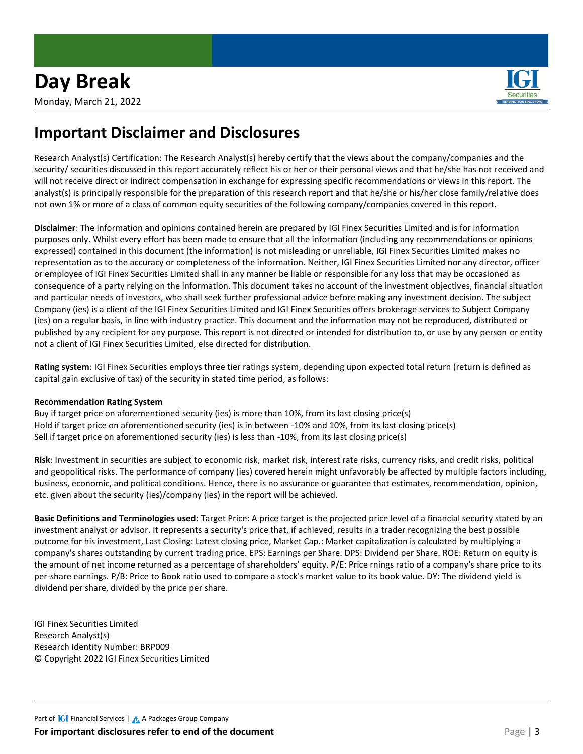## Important Disclaimer and Disclosures

Research Analyst(s) Certification: The Research Analyst(s) hereby certify that the views about the company/companies and the security/ securities discussed in this report accurately reflect his or her or their personal views and that he/she has not received and will not receive direct or indirect compensation in exchange for expressing specific recommendations or views in this report. The analyst(s) is principally responsible for the preparation of this research report and that he/she or his/her close family/relative does not own 1% or more of a class of common equity securities of the following company/companies covered in this report.

**Disclaimer**: The information and opinions contained herein are prepared by IGI Finex Securities Limited and is for information purposes only. Whilst every effort has been made to ensure that all the information (including any recommendations or opinions expressed) contained in this document (the information) is not misleading or unreliable, IGI Finex Securities Limited makes no representation as to the accuracy or completeness of the information. Neither, IGI Finex Securities Limited nor any director, officer or employee of IGI Finex Securities Limited shall in any manner be liable or responsible for any loss that may be occasioned as consequence of a party relying on the information. This document takes no account of the investment objectives, financial situation and particular needs of investors, who shall seek further professional advice before making any investment decision. The subject Company (ies) is a client of the IGI Finex Securities Limited and IGI Finex Securities offers brokerage services to Subject Company (ies) on a regular basis, in line with industry practice. This document and the information may not be reproduced, distributed or published by any recipient for any purpose. This report is not directed or intended for distribution to, or use by any person or entity not a client of IGI Finex Securities Limited, else directed for distribution.

**Rating system**: IGI Finex Securities employs three tier ratings system, depending upon expected total return (return is defined as capital gain exclusive of tax) of the security in stated time period, as follows:

**Recommendation Rating System**

Buy if target price on aforementioned security (ies) is more than 10%, from its last closing price(s)
Hold if target price on aforementioned security (ies) is in between -10% and 10%, from its last closing price(s)
Sell if target price on aforementioned security (ies) is less than -10%, from its last closing price(s)

**Risk**: Investment in securities are subject to economic risk, market risk, interest rate risks, currency risks, and credit risks, political and geopolitical risks. The performance of company (ies) covered herein might unfavorably be affected by multiple factors including, business, economic, and political conditions. Hence, there is no assurance or guarantee that estimates, recommendation, opinion, etc. given about the security (ies)/company (ies) in the report will be achieved.

**Basic Definitions and Terminologies used:** Target Price: A price target is the projected price level of a financial security stated by an investment analyst or advisor. It represents a security's price that, if achieved, results in a trader recognizing the best possible outcome for his investment, Last Closing: Latest closing price, Market Cap.: Market capitalization is calculated by multiplying a company's shares outstanding by current trading price. EPS: Earnings per Share. DPS: Dividend per Share. ROE: Return on equity is the amount of net income returned as a percentage of shareholders' equity. P/E: Price rnings ratio of a company's share price to its per-share earnings. P/B: Price to Book ratio used to compare a stock's market value to its book value. DY: The dividend yield is dividend per share, divided by the price per share.

IGI Finex Securities Limited
Research Analyst(s)
Research Identity Number: BRP009
© Copyright 2022 IGI Finex Securities Limited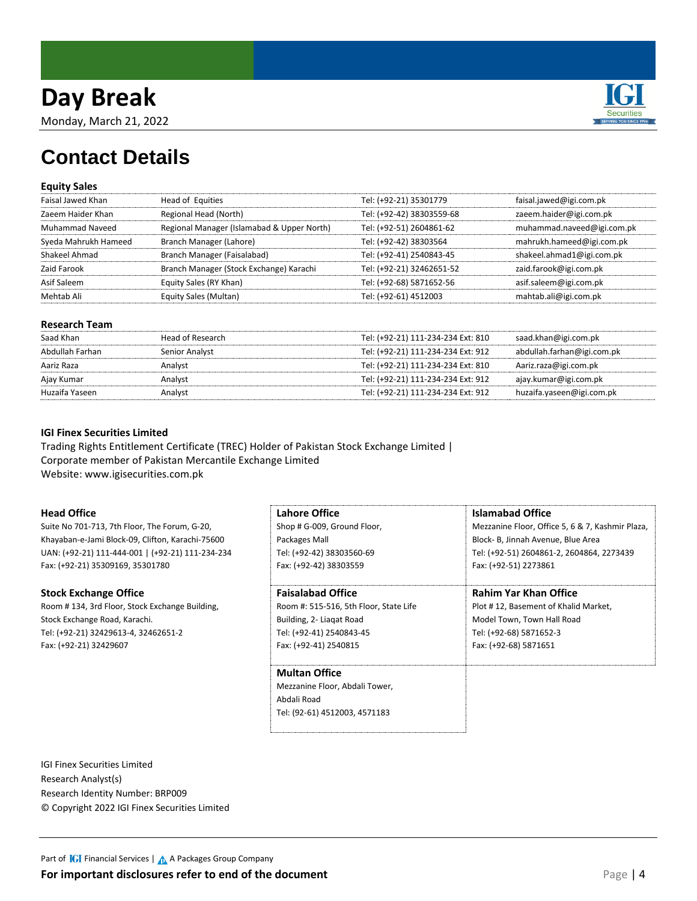# Contact Details

### Equity Sales

| | | | |
|---|---|---|---|
| Faisal Jawed Khan | Head of Equities | Tel: (+92-21) 35301779 | faisal.jawed@igi.com.pk |
| Zaeem Haider Khan | Regional Head (North) | Tel: (+92-42) 38303559-68 | zaeem.haider@igi.com.pk |
| Muhammad Naveed | Regional Manager (Islamabad & Upper North) | Tel: (+92-51) 2604861-62 | muhammad.naveed@igi.com.pk |
| Syeda Mahrukh Hameed | Branch Manager (Lahore) | Tel: (+92-42) 38303564 | mahrukh.hameed@igi.com.pk |
| Shakeel Ahmad | Branch Manager (Faisalabad) | Tel: (+92-41) 2540843-45 | shakeel.ahmad1@igi.com.pk |
| Zaid Farook | Branch Manager (Stock Exchange) Karachi | Tel: (+92-21) 32462651-52 | zaid.farook@igi.com.pk |
| Asif Saleem | Equity Sales (RY Khan) | Tel: (+92-68) 5871652-56 | asif.saleem@igi.com.pk |
| Mehtab Ali | Equity Sales (Multan) | Tel: (+92-61) 4512003 | mahtab.ali@igi.com.pk |

### Research Team

| | | | |
|---|---|---|---|
| Saad Khan | Head of Research | Tel: (+92-21) 111-234-234 Ext: 810 | saad.khan@igi.com.pk |
| Abdullah Farhan | Senior Analyst | Tel: (+92-21) 111-234-234 Ext: 912 | abdullah.farhan@igi.com.pk |
| Aariz Raza | Analyst | Tel: (+92-21) 111-234-234 Ext: 810 | Aariz.raza@igi.com.pk |
| Ajay Kumar | Analyst | Tel: (+92-21) 111-234-234 Ext: 912 | ajay.kumar@igi.com.pk |
| Huzaifa Yaseen | Analyst | Tel: (+92-21) 111-234-234 Ext: 912 | huzaifa.yaseen@igi.com.pk |

**IGI Finex Securities Limited**

Trading Rights Entitlement Certificate (TREC) Holder of Pakistan Stock Exchange Limited |
Corporate member of Pakistan Mercantile Exchange Limited
Website: www.igisecurities.com.pk

**Head Office**
Suite No 701-713, 7th Floor, The Forum, G-20,
Khayaban-e-Jami Block-09, Clifton, Karachi-75600
UAN: (+92-21) 111-444-001 | (+92-21) 111-234-234
Fax: (+92-21) 35309169, 35301780

**Stock Exchange Office**
Room # 134, 3rd Floor, Stock Exchange Building,
Stock Exchange Road, Karachi.
Tel: (+92-21) 32429613-4, 32462651-2
Fax: (+92-21) 32429607

**Lahore Office**
Shop # G-009, Ground Floor,
Packages Mall
Tel: (+92-42) 38303560-69
Fax: (+92-42) 38303559

**Islamabad Office**
Mezzanine Floor, Office 5, 6 & 7, Kashmir Plaza,
Block- B, Jinnah Avenue, Blue Area
Tel: (+92-51) 2604861-2, 2604864, 2273439
Fax: (+92-51) 2273861

**Faisalabad Office**
Room #: 515-516, 5th Floor, State Life
Building, 2- Liaqat Road
Tel: (+92-41) 2540843-45
Fax: (+92-41) 2540815

**Rahim Yar Khan Office**
Plot # 12, Basement of Khalid Market,
Model Town, Town Hall Road
Tel: (+92-68) 5871652-3
Fax: (+92-68) 5871651

**Multan Office**
Mezzanine Floor, Abdali Tower,
Abdali Road
Tel: (92-61) 4512003, 4571183

IGI Finex Securities Limited
Research Analyst(s)
Research Identity Number: BRP009
© Copyright 2022 IGI Finex Securities Limited